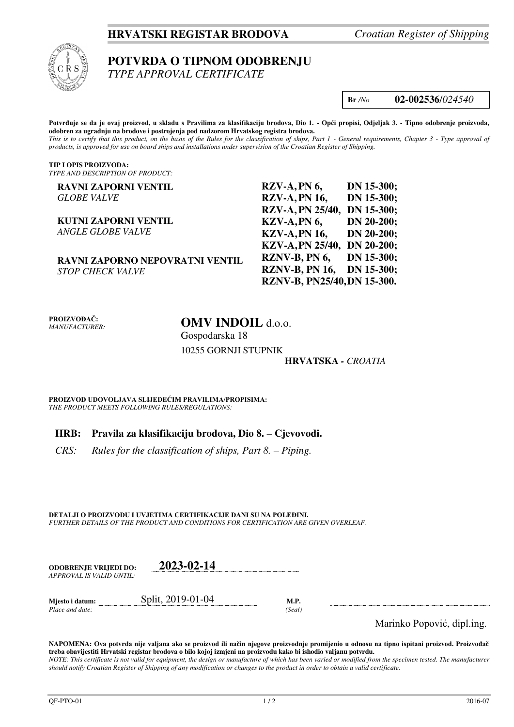**HRVATSKI REGISTAR BRODOVA** *Croatian Register of Shipping*

# POTVRDA O TIPNOM ODOBRENJU
*TYPE APPROVAL CERTIFICATE*

**Br** */No* **02-002536/***024540*

**Potvrđuje se da je ovaj proizvod, u skladu s Pravilima za klasifikaciju brodova, Dio 1. - Opći propisi, Odjeljak 3. - Tipno odobrenje proizvoda, odobren za ugradnju na brodove i postrojenja pod nadzorom Hrvatskog registra brodova.**
*This is to certify that this product, on the basis of the Rules for the classification of ships, Part 1 - General requirements, Chapter 3 - Type approval of products, is approved for use on board ships and installations under supervision of the Croatian Register of Shipping.*

**TIP I OPIS PROIZVODA:**
*TYPE AND DESCRIPTION OF PRODUCT:*

| | | |
|---|---|---|
| **RAVNI ZAPORNI VENTIL** *GLOBE VALVE* | **RZV-A, PN 6,** | **DN 15-300;** |
| | **RZV-A, PN 16,** | **DN 15-300;** |
| | **RZV-A, PN 25/40,** | **DN 15-300;** |
| **KUTNI ZAPORNI VENTIL** *ANGLE GLOBE VALVE* | **KZV-A, PN 6,** | **DN 20-200;** |
| | **KZV-A, PN 16,** | **DN 20-200;** |
| | **KZV-A, PN 25/40,** | **DN 20-200;** |
| **RAVNI ZAPORNO NEPOVRATNI VENTIL** *STOP CHECK VALVE* | **RZNV-B, PN 6,** | **DN 15-300;** |
| | **RZNV-B, PN 16,** | **DN 15-300;** |
| | **RZNV-B, PN25/40,** | **DN 15-300.** |

**PROIZVOĐAČ:**
*MANUFACTURER:*

**OMV INDOIL** d.o.o.
Gospodarska 18
10255 GORNJI STUPNIK
**HRVATSKA -** *CROATIA*

**PROIZVOD UDOVOLJAVA SLIJEDEĆIM PRAVILIMA/PROPISIMA:**
*THE PRODUCT MEETS FOLLOWING RULES/REGULATIONS:*

**HRB: Pravila za klasifikaciju brodova, Dio 8. – Cjevovodi.**

*CRS: Rules for the classification of ships, Part 8. – Piping.*

**DETALJI O PROIZVODU I UVJETIMA CERTIFIKACIJE DANI SU NA POLEĐINI.**
*FURTHER DETAILS OF THE PRODUCT AND CONDITIONS FOR CERTIFICATION ARE GIVEN OVERLEAF.*

**ODOBRENJE VRIJEDI DO:** *APPROVAL IS VALID UNTIL:* **2023-02-14**

**Mjesto i datum:** *Place and date:* Split, 2019-01-04

**M.P.** *(Seal)*

Marinko Popović, dipl.ing.

**NAPOMENA: Ova potvrda nije valjana ako se proizvod ili način njegove proizvodnje promijenio u odnosu na tipno ispitani proizvod. Proizvođač treba obavijestiti Hrvatski registar brodova o bilo kojoj izmjeni na proizvodu kako bi ishodio valjanu potvrdu.**
*NOTE: This certificate is not valid for equipment, the design or manufacture of which has been varied or modified from the specimen tested. The manufacturer should notify Croatian Register of Shipping of any modification or changes to the product in order to obtain a valid certificate.*

QF-PTO-01 2016-07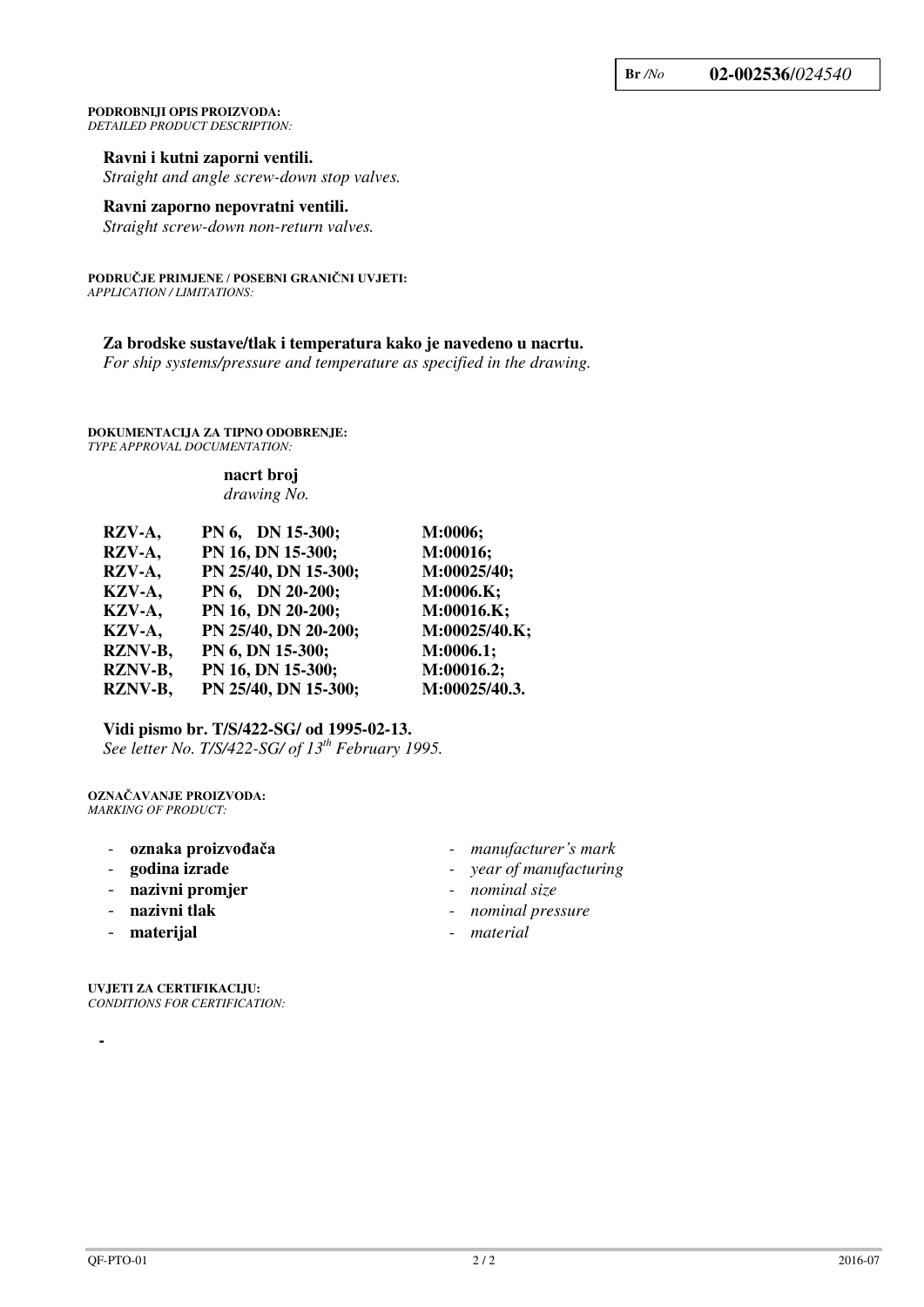**Br** */No* **02-002536/***024540*

**PODROBNIJI OPIS PROIZVODA:**
*DETAILED PRODUCT DESCRIPTION:*

**Ravni i kutni zaporni ventili.**
*Straight and angle screw-down stop valves.*

**Ravni zaporno nepovratni ventili.**
*Straight screw-down non-return valves.*

**PODRUČJE PRIMJENE / POSEBNI GRANIČNI UVJETI:**
*APPLICATION / LIMITATIONS:*

**Za brodske sustave/tlak i temperatura kako je navedeno u nacrtu.**
*For ship systems/pressure and temperature as specified in the drawing.*

**DOKUMENTACIJA ZA TIPNO ODOBRENJE:**
*TYPE APPROVAL DOCUMENTATION:*

| | | **nacrt broj** *drawing No.* |
|---|---|---|
| **RZV-A,** | **PN 6, DN 15-300;** | **M:0006;** |
| **RZV-A,** | **PN 16, DN 15-300;** | **M:00016;** |
| **RZV-A,** | **PN 25/40, DN 15-300;** | **M:00025/40;** |
| **KZV-A,** | **PN 6, DN 20-200;** | **M:0006.K;** |
| **KZV-A,** | **PN 16, DN 20-200;** | **M:00016.K;** |
| **KZV-A,** | **PN 25/40, DN 20-200;** | **M:00025/40.K;** |
| **RZNV-B,** | **PN 6, DN 15-300;** | **M:0006.1;** |
| **RZNV-B,** | **PN 16, DN 15-300;** | **M:00016.2;** |
| **RZNV-B,** | **PN 25/40, DN 15-300;** | **M:00025/40.3.** |

**Vidi pismo br. T/S/422-SG/ od 1995-02-13.**
*See letter No. T/S/422-SG/ of 13th February 1995.*

**OZNAČAVANJE PROIZVODA:**
*MARKING OF PRODUCT:*

- **oznaka proizvođača** - *manufacturer's mark*
- **godina izrade** - *year of manufacturing*
- **nazivni promjer** - *nominal size*
- **nazivni tlak** - *nominal pressure*
- **materijal** - *material*

**UVJETI ZA CERTIFIKACIJU:**
*CONDITIONS FOR CERTIFICATION:*

**-**

QF-PTO-01 2016-07